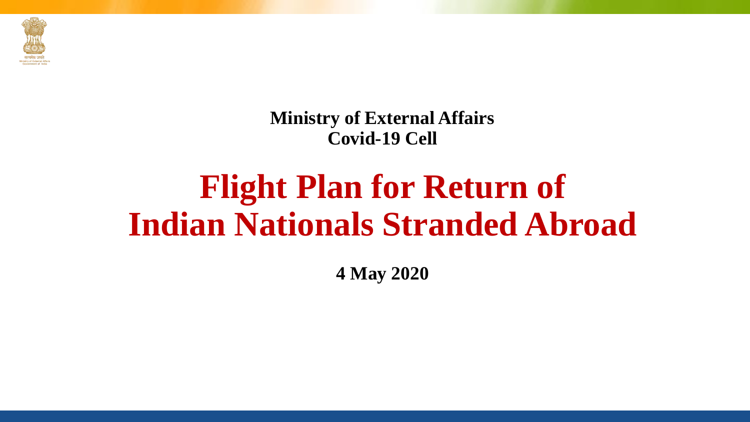**Ministry of External Affairs**
**Covid-19 Cell**

# Flight Plan for Return of Indian Nationals Stranded Abroad

**4 May 2020**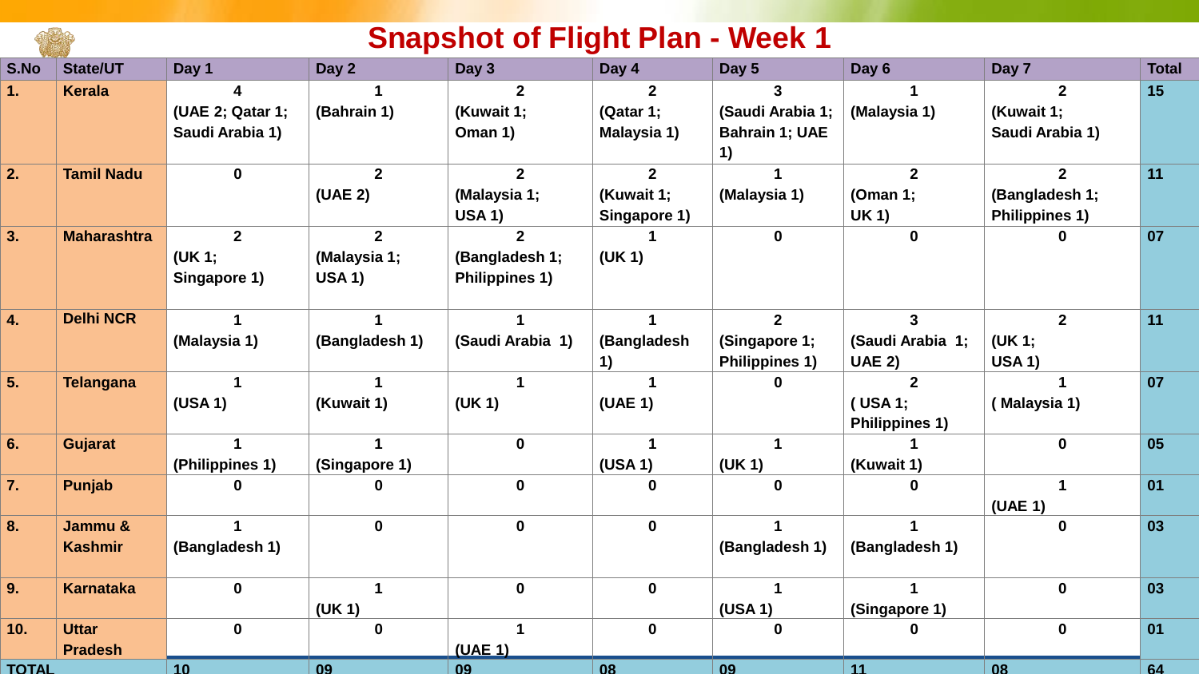# Snapshot of Flight Plan - Week 1

| S.No | State/UT | Day 1 | Day 2 | Day 3 | Day 4 | Day 5 | Day 6 | Day 7 | Total |
|---|---|---|---|---|---|---|---|---|---|
| 1. | Kerala | 4 (UAE 2; Qatar 1; Saudi Arabia 1) | 1 (Bahrain 1) | 2 (Kuwait 1; Oman 1) | 2 (Qatar 1; Malaysia 1) | 3 (Saudi Arabia 1; Bahrain 1; UAE 1) | 1 (Malaysia 1) | 2 (Kuwait 1; Saudi Arabia 1) | 15 |
| 2. | Tamil Nadu | 0 | 2 (UAE 2) | 2 (Malaysia 1; USA 1) | 2 (Kuwait 1; Singapore 1) | 1 (Malaysia 1) | 2 (Oman 1; UK 1) | 2 (Bangladesh 1; Philippines 1) | 11 |
| 3. | Maharashtra | 2 (UK 1; Singapore 1) | 2 (Malaysia 1; USA 1) | 2 (Bangladesh 1; Philippines 1) | 1 (UK 1) | 0 | 0 | 0 | 07 |
| 4. | Delhi NCR | 1 (Malaysia 1) | 1 (Bangladesh 1) | 1 (Saudi Arabia 1) | 1 (Bangladesh 1) | 2 (Singapore 1; Philippines 1) | 3 (Saudi Arabia 1; UAE 2) | 2 (UK 1; USA 1) | 11 |
| 5. | Telangana | 1 (USA 1) | 1 (Kuwait 1) | 1 (UK 1) | 1 (UAE 1) | 0 | 2 ( USA 1; Philippines 1) | 1 ( Malaysia 1) | 07 |
| 6. | Gujarat | 1 (Philippines 1) | 1 (Singapore 1) | 0 | 1 (USA 1) | 1 (UK 1) | 1 (Kuwait 1) | 0 | 05 |
| 7. | Punjab | 0 | 0 | 0 | 0 | 0 | 0 | 1 (UAE 1) | 01 |
| 8. | Jammu & Kashmir | 1 (Bangladesh 1) | 0 | 0 | 0 | 1 (Bangladesh 1) | 1 (Bangladesh 1) | 0 | 03 |
| 9. | Karnataka | 0 | 1 (UK 1) | 0 | 0 | 1 (USA 1) | 1 (Singapore 1) | 0 | 03 |
| 10. | Uttar Pradesh | 0 | 0 | 1 (UAE 1) | 0 | 0 | 0 | 0 | 01 |
| TOTAL | | 10 | 09 | 09 | 08 | 09 | 11 | 08 | 64 |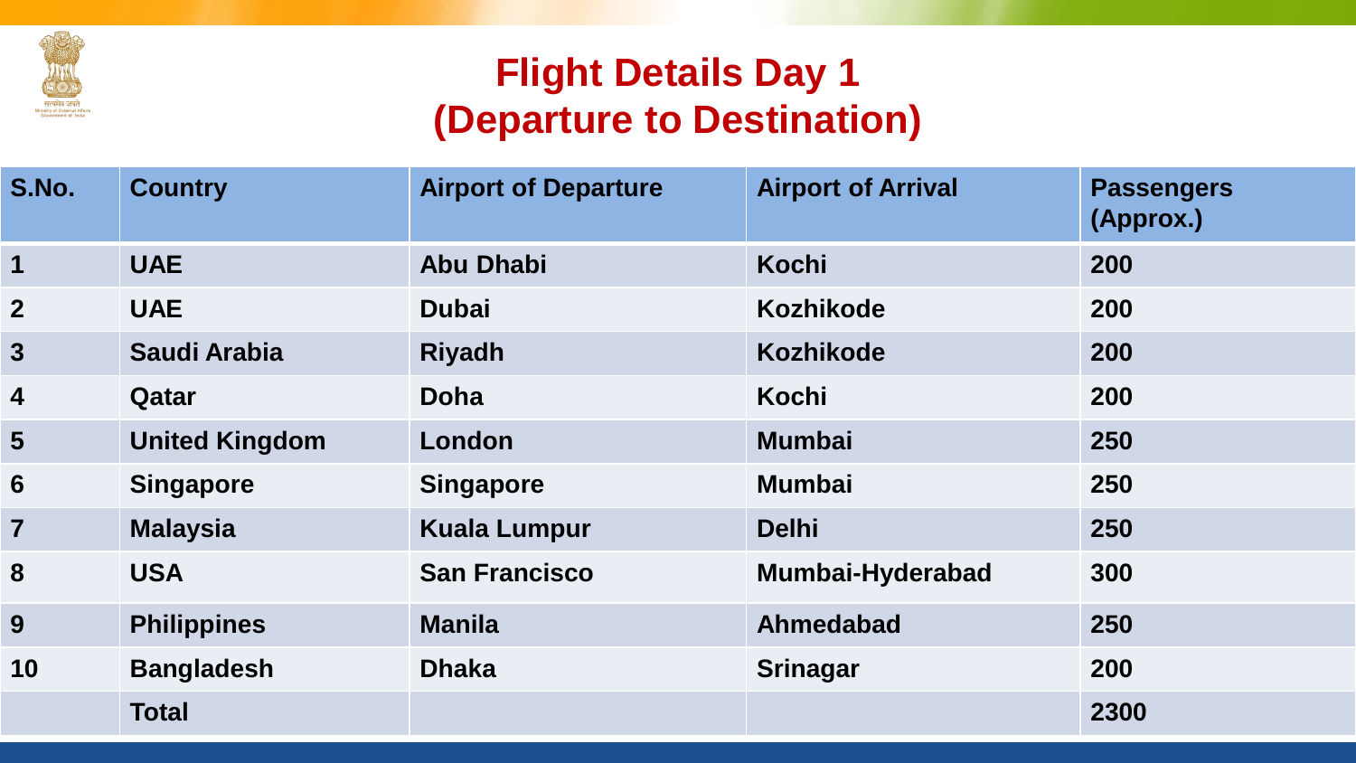# Flight Details Day 1
# (Departure to Destination)

| S.No. | Country | Airport of Departure | Airport of Arrival | Passengers (Approx.) |
|---|---|---|---|---|
| 1 | UAE | Abu Dhabi | Kochi | 200 |
| 2 | UAE | Dubai | Kozhikode | 200 |
| 3 | Saudi Arabia | Riyadh | Kozhikode | 200 |
| 4 | Qatar | Doha | Kochi | 200 |
| 5 | United Kingdom | London | Mumbai | 250 |
| 6 | Singapore | Singapore | Mumbai | 250 |
| 7 | Malaysia | Kuala Lumpur | Delhi | 250 |
| 8 | USA | San Francisco | Mumbai-Hyderabad | 300 |
| 9 | Philippines | Manila | Ahmedabad | 250 |
| 10 | Bangladesh | Dhaka | Srinagar | 200 |
| | Total | | | 2300 |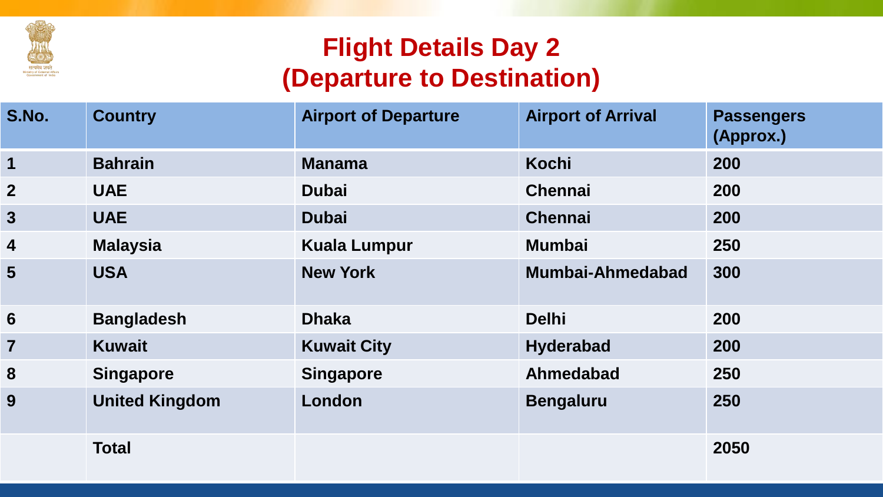# Flight Details Day 2
# (Departure to Destination)

| S.No. | Country | Airport of Departure | Airport of Arrival | Passengers (Approx.) |
|---|---|---|---|---|
| 1 | Bahrain | Manama | Kochi | 200 |
| 2 | UAE | Dubai | Chennai | 200 |
| 3 | UAE | Dubai | Chennai | 200 |
| 4 | Malaysia | Kuala Lumpur | Mumbai | 250 |
| 5 | USA | New York | Mumbai-Ahmedabad | 300 |
| 6 | Bangladesh | Dhaka | Delhi | 200 |
| 7 | Kuwait | Kuwait City | Hyderabad | 200 |
| 8 | Singapore | Singapore | Ahmedabad | 250 |
| 9 | United Kingdom | London | Bengaluru | 250 |
| | Total | | | 2050 |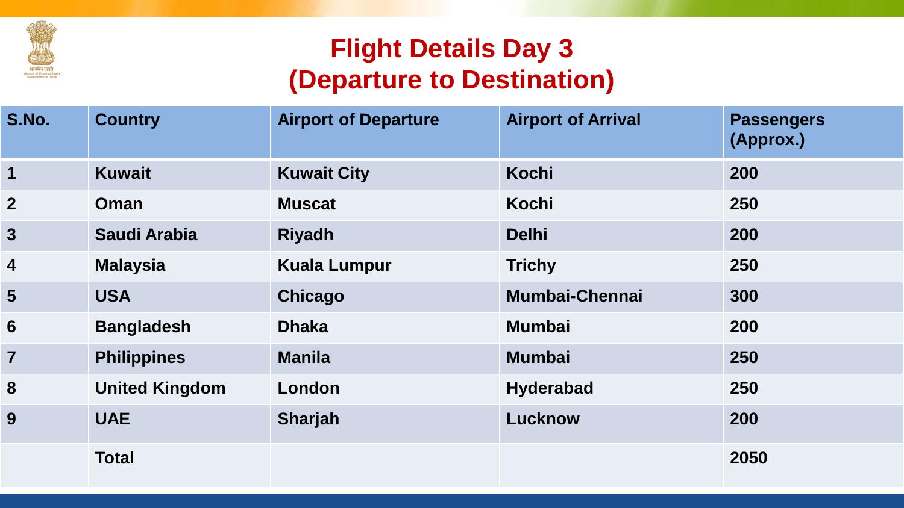# Flight Details Day 3 (Departure to Destination)

| S.No. | Country | Airport of Departure | Airport of Arrival | Passengers (Approx.) |
|---|---|---|---|---|
| 1 | Kuwait | Kuwait City | Kochi | 200 |
| 2 | Oman | Muscat | Kochi | 250 |
| 3 | Saudi Arabia | Riyadh | Delhi | 200 |
| 4 | Malaysia | Kuala Lumpur | Trichy | 250 |
| 5 | USA | Chicago | Mumbai-Chennai | 300 |
| 6 | Bangladesh | Dhaka | Mumbai | 200 |
| 7 | Philippines | Manila | Mumbai | 250 |
| 8 | United Kingdom | London | Hyderabad | 250 |
| 9 | UAE | Sharjah | Lucknow | 200 |
| | Total | | | 2050 |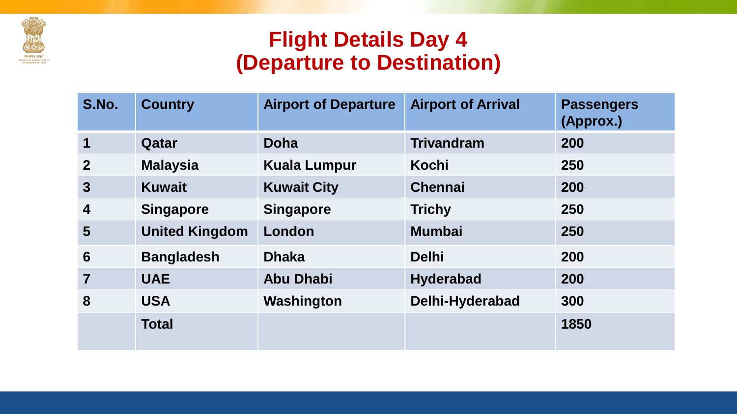# Flight Details Day 4 (Departure to Destination)

| S.No. | Country | Airport of Departure | Airport of Arrival | Passengers (Approx.) |
|---|---|---|---|---|
| 1 | Qatar | Doha | Trivandram | 200 |
| 2 | Malaysia | Kuala Lumpur | Kochi | 250 |
| 3 | Kuwait | Kuwait City | Chennai | 200 |
| 4 | Singapore | Singapore | Trichy | 250 |
| 5 | United Kingdom | London | Mumbai | 250 |
| 6 | Bangladesh | Dhaka | Delhi | 200 |
| 7 | UAE | Abu Dhabi | Hyderabad | 200 |
| 8 | USA | Washington | Delhi-Hyderabad | 300 |
| | Total | | | 1850 |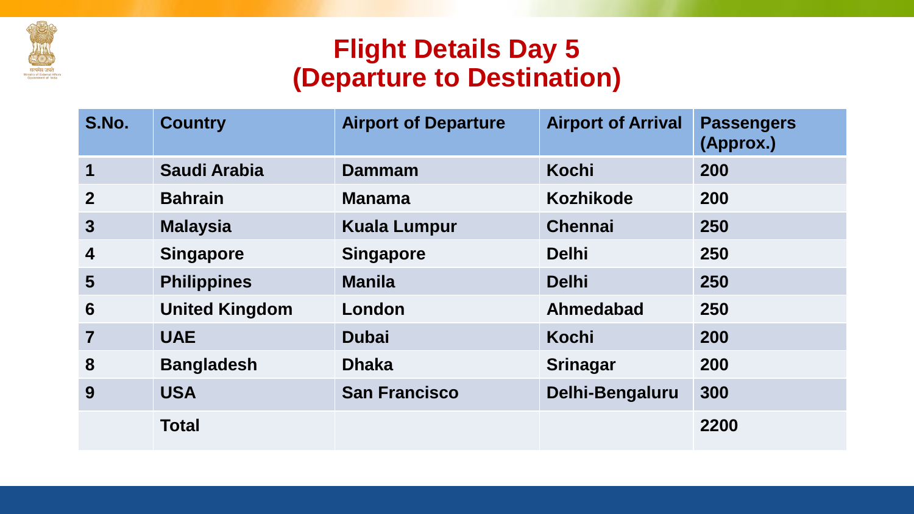# Flight Details Day 5 (Departure to Destination)

| S.No. | Country | Airport of Departure | Airport of Arrival | Passengers (Approx.) |
|---|---|---|---|---|
| 1 | Saudi Arabia | Dammam | Kochi | 200 |
| 2 | Bahrain | Manama | Kozhikode | 200 |
| 3 | Malaysia | Kuala Lumpur | Chennai | 250 |
| 4 | Singapore | Singapore | Delhi | 250 |
| 5 | Philippines | Manila | Delhi | 250 |
| 6 | United Kingdom | London | Ahmedabad | 250 |
| 7 | UAE | Dubai | Kochi | 200 |
| 8 | Bangladesh | Dhaka | Srinagar | 200 |
| 9 | USA | San Francisco | Delhi-Bengaluru | 300 |
| | Total | | | 2200 |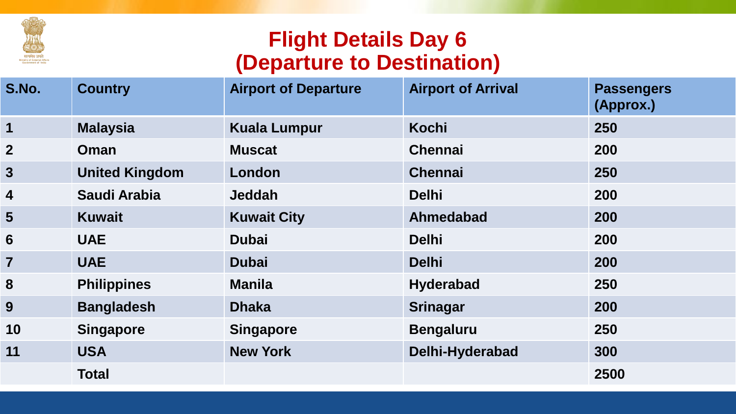# Flight Details Day 6
# (Departure to Destination)

| S.No. | Country | Airport of Departure | Airport of Arrival | Passengers (Approx.) |
|---|---|---|---|---|
| 1 | Malaysia | Kuala Lumpur | Kochi | 250 |
| 2 | Oman | Muscat | Chennai | 200 |
| 3 | United Kingdom | London | Chennai | 250 |
| 4 | Saudi Arabia | Jeddah | Delhi | 200 |
| 5 | Kuwait | Kuwait City | Ahmedabad | 200 |
| 6 | UAE | Dubai | Delhi | 200 |
| 7 | UAE | Dubai | Delhi | 200 |
| 8 | Philippines | Manila | Hyderabad | 250 |
| 9 | Bangladesh | Dhaka | Srinagar | 200 |
| 10 | Singapore | Singapore | Bengaluru | 250 |
| 11 | USA | New York | Delhi-Hyderabad | 300 |
| | Total | | | 2500 |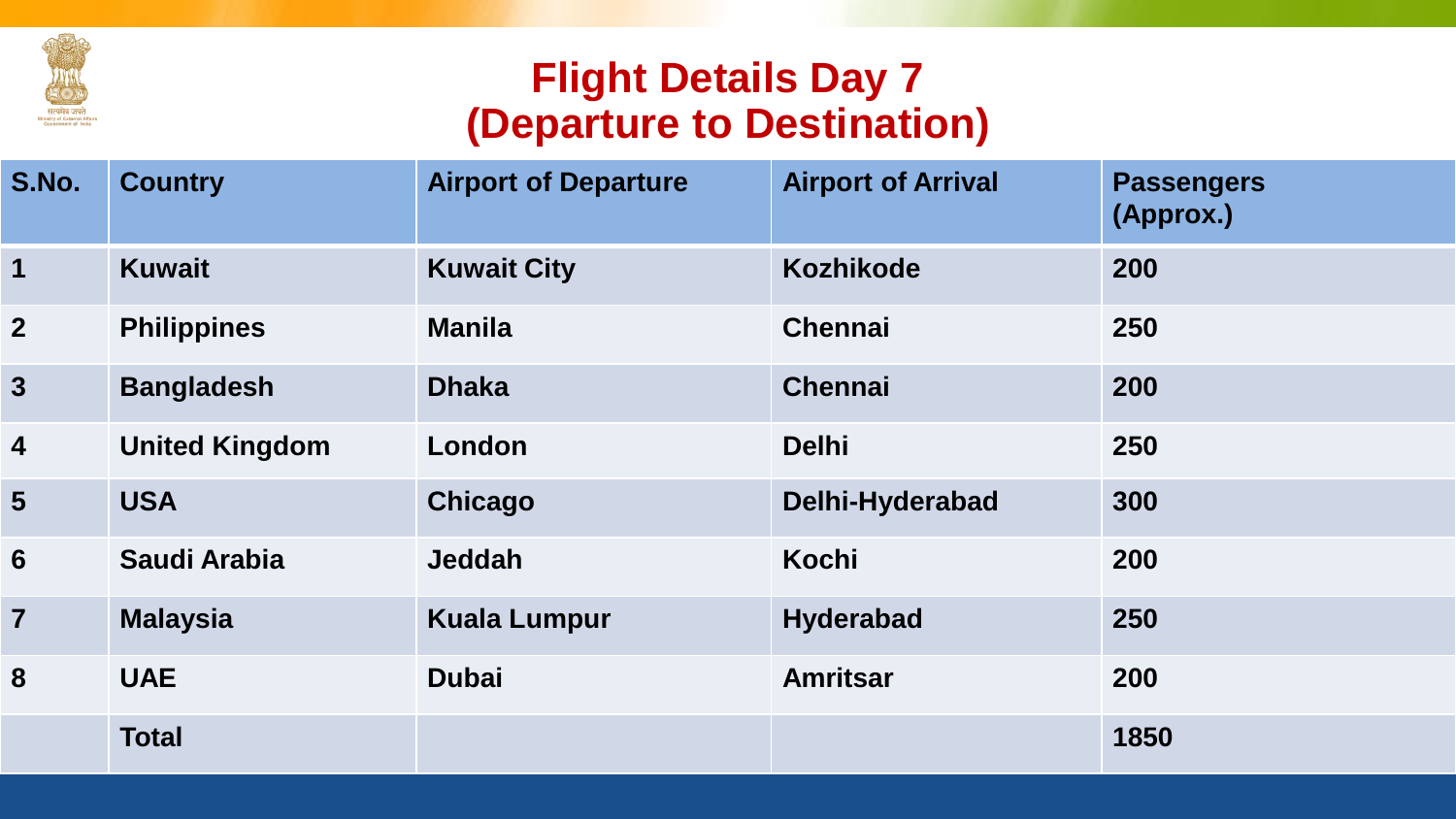# Flight Details Day 7
# (Departure to Destination)

| S.No. | Country | Airport of Departure | Airport of Arrival | Passengers (Approx.) |
|---|---|---|---|---|
| 1 | Kuwait | Kuwait City | Kozhikode | 200 |
| 2 | Philippines | Manila | Chennai | 250 |
| 3 | Bangladesh | Dhaka | Chennai | 200 |
| 4 | United Kingdom | London | Delhi | 250 |
| 5 | USA | Chicago | Delhi-Hyderabad | 300 |
| 6 | Saudi Arabia | Jeddah | Kochi | 200 |
| 7 | Malaysia | Kuala Lumpur | Hyderabad | 250 |
| 8 | UAE | Dubai | Amritsar | 200 |
| | Total | | | 1850 |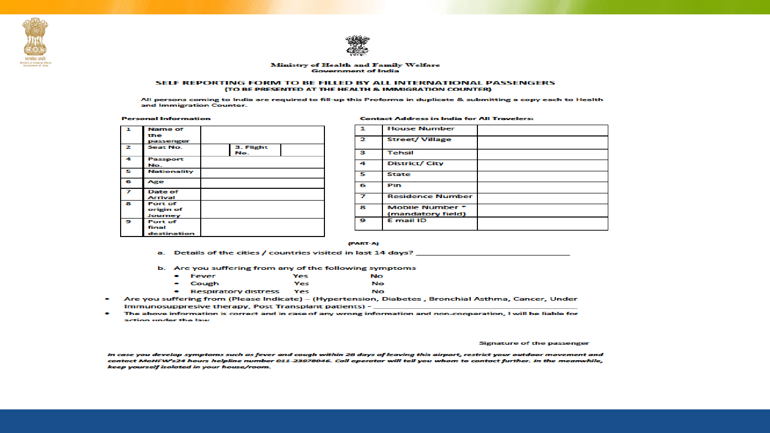Ministry of Health and Family Welfare
Government of India

## SELF REPORTING FORM TO BE FILLED BY ALL INTERNATIONAL PASSENGERS

**(TO BE PRESENTED AT THE HEALTH & IMMIGRATION COUNTER)**

All persons coming to India are required to fill-up this Proforma in duplicate & submitting a copy each to Health and Immigration Counter.

**Personal Information**

| | | | | |
|---|---|---|---|---|
| 1 | Name of the passenger | | | |
| 2 | Seat No. | | 3. Flight No. | |
| 4 | Passport No. | | | |
| 5 | Nationality | | | |
| 6 | Age | | | |
| 7 | Date of Arrival | | | |
| 8 | Port of origin of Journey | | | |
| 9 | Port of final destination | | | |

**Contact Address in India for All Travelers:**

| | | |
|---|---|---|
| 1 | House Number | |
| 2 | Street/ Village | |
| 3 | Tehsil | |
| 4 | District/ City | |
| 5 | State | |
| 6 | Pin | |
| 7 | Residence Number | |
| 8 | Mobile Number * (mandatory field) | |
| 9 | E mail ID | |

(PART-A)

a. Details of the cities / countries visited in last 14 days? ______________________________

b. Are you suffering from any of the following symptoms

- Fever Yes No
- Cough Yes No
- Respiratory distress Yes No

- Are you suffering from (Please Indicate) – (Hypertension, Diabetes , Bronchial Asthma, Cancer, Under Immunosuppresive therapy, Post Transplant patients) – ______________________________
- The above information is correct and in case of any wrong information and non-cooperation, I will be liable for action under the law.

Signature of the passenger

*In case you develop symptoms such as fever and cough within 28 days of leaving this airport, restrict your outdoor movement and contact MoHFW's24 hours helpline number 011-23978046. Call operator will tell you whom to contact further. In the meanwhile, keep yourself isolated in your house/room.*